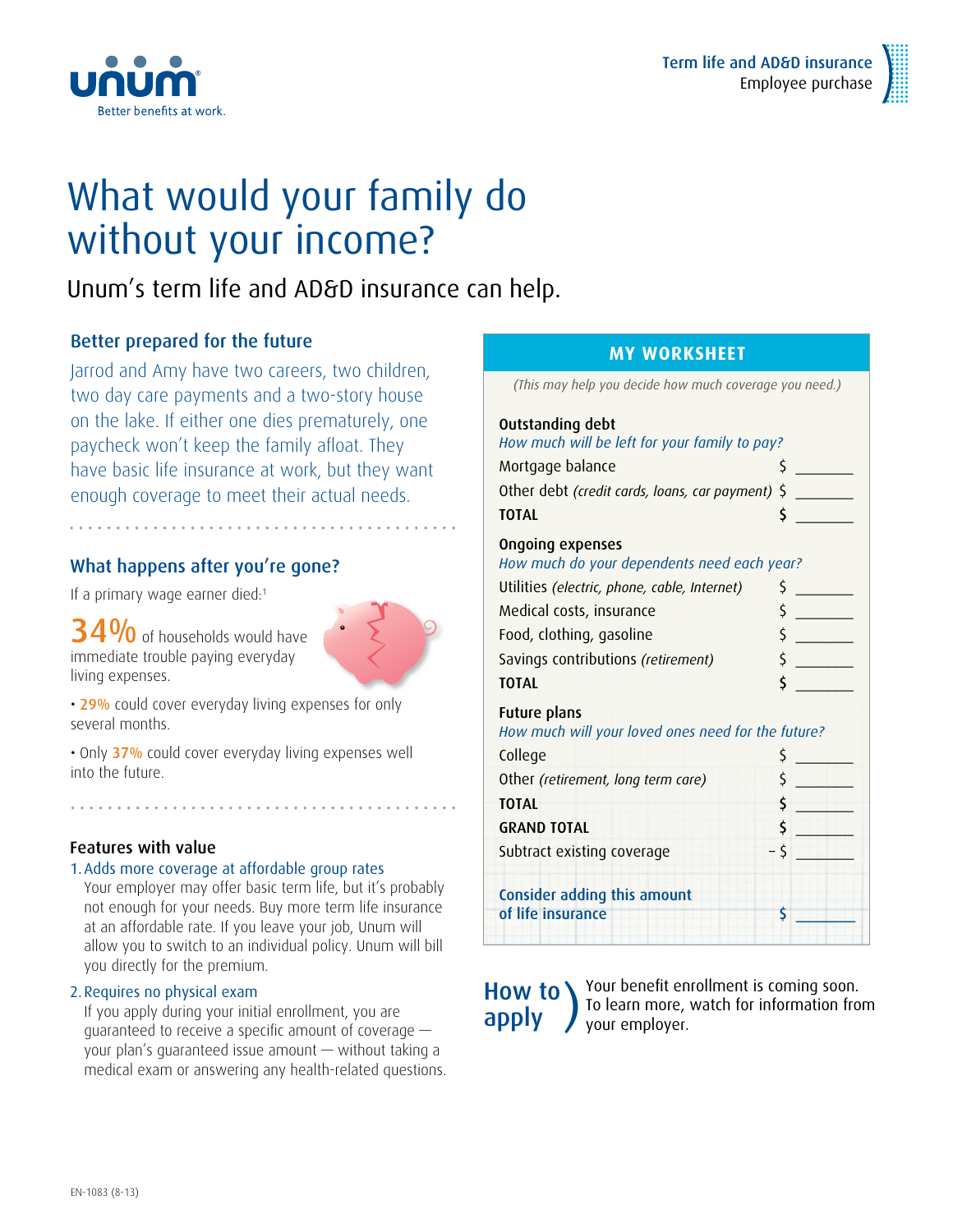Term life and AD&D insurance
Employee purchase

# What would your family do without your income?

Unum's term life and AD&D insurance can help.

## Better prepared for the future

Jarrod and Amy have two careers, two children, two day care payments and a two-story house on the lake. If either one dies prematurely, one paycheck won't keep the family afloat. They have basic life insurance at work, but they want enough coverage to meet their actual needs.

## What happens after you're gone?

If a primary wage earner died:[1]

**34%** of households would have immediate trouble paying everyday living expenses.

- 29% could cover everyday living expenses for only several months.
- Only 37% could cover everyday living expenses well into the future.

## Features with value

1. Adds more coverage at affordable group rates
   Your employer may offer basic term life, but it's probably not enough for your needs. Buy more term life insurance at an affordable rate. If you leave your job, Unum will allow you to switch to an individual policy. Unum will bill you directly for the premium.

2. Requires no physical exam
   If you apply during your initial enrollment, you are guaranteed to receive a specific amount of coverage — your plan's guaranteed issue amount — without taking a medical exam or answering any health-related questions.

## MY WORKSHEET

*(This may help you decide how much coverage you need.)*

**Outstanding debt**
*How much will be left for your family to pay?*

| | |
|---|---|
| Mortgage balance | $ _______ |
| Other debt *(credit cards, loans, car payment)* | $ _______ |
| **TOTAL** | $ _______ |

**Ongoing expenses**
*How much do your dependents need each year?*

| | |
|---|---|
| Utilities *(electric, phone, cable, Internet)* | $ _______ |
| Medical costs, insurance | $ _______ |
| Food, clothing, gasoline | $ _______ |
| Savings contributions *(retirement)* | $ _______ |
| **TOTAL** | $ _______ |

**Future plans**
*How much will your loved ones need for the future?*

| | |
|---|---|
| College | $ _______ |
| Other *(retirement, long term care)* | $ _______ |
| **TOTAL** | $ _______ |
| **GRAND TOTAL** | $ _______ |
| Subtract existing coverage | – $ _______ |
| Consider adding this amount of life insurance | $ _______ |

## How to apply

Your benefit enrollment is coming soon. To learn more, watch for information from your employer.

EN-1083 (8-13)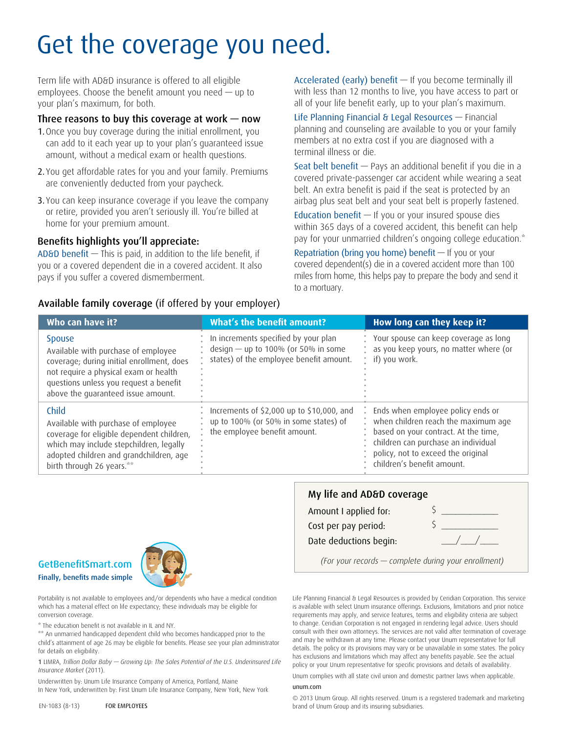# Get the coverage you need.

Term life with AD&D insurance is offered to all eligible employees. Choose the benefit amount you need — up to your plan's maximum, for both.

### Three reasons to buy this coverage at work — now

1. Once you buy coverage during the initial enrollment, you can add to it each year up to your plan's guaranteed issue amount, without a medical exam or health questions.
2. You get affordable rates for you and your family. Premiums are conveniently deducted from your paycheck.
3. You can keep insurance coverage if you leave the company or retire, provided you aren't seriously ill. You're billed at home for your premium amount.

### Benefits highlights you'll appreciate:

AD&D benefit — This is paid, in addition to the life benefit, if you or a covered dependent die in a covered accident. It also pays if you suffer a covered dismemberment.

Accelerated (early) benefit — If you become terminally ill with less than 12 months to live, you have access to part or all of your life benefit early, up to your plan's maximum.

Life Planning Financial & Legal Resources — Financial planning and counseling are available to you or your family members at no extra cost if you are diagnosed with a terminal illness or die.

Seat belt benefit — Pays an additional benefit if you die in a covered private-passenger car accident while wearing a seat belt. An extra benefit is paid if the seat is protected by an airbag plus seat belt and your seat belt is properly fastened.

Education benefit — If you or your insured spouse dies within 365 days of a covered accident, this benefit can help pay for your unmarried children's ongoing college education.*

Repatriation (bring you home) benefit — If you or your covered dependent(s) die in a covered accident more than 100 miles from home, this helps pay to prepare the body and send it to a mortuary.

### Available family coverage (if offered by your employer)

| Who can have it? | What's the benefit amount? | How long can they keep it? |
|---|---|---|
| Spouse<br>Available with purchase of employee coverage; during initial enrollment, does not require a physical exam or health questions unless you request a benefit above the guaranteed issue amount. | In increments specified by your plan design — up to 100% (or 50% in some states) of the employee benefit amount. | Your spouse can keep coverage as long as you keep yours, no matter where (or if) you work. |
| Child<br>Available with purchase of employee coverage for eligible dependent children, which may include stepchildren, legally adopted children and grandchildren, age birth through 26 years.** | Increments of $2,000 up to $10,000, and up to 100% (or 50% in some states) of the employee benefit amount. | Ends when employee policy ends or when children reach the maximum age based on your contract. At the time, children can purchase an individual policy, not to exceed the original children's benefit amount. |

GetBenefitSmart.com
**Finally, benefits made simple**

### My life and AD&D coverage

Amount I applied for: $ __________

Cost per pay period: $ __________

Date deductions begin: ___/___/___

*(For your records — complete during your enrollment)*

Portability is not available to employees and/or dependents who have a medical condition which has a material effect on life expectancy; these individuals may be eligible for conversion coverage.

* The education benefit is not available in IL and NY.

** An unmarried handicapped dependent child who becomes handicapped prior to the child's attainment of age 26 may be eligible for benefits. Please see your plan administrator for details on eligibility.

1 LIMRA, *Trillion Dollar Baby — Growing Up: The Sales Potential of the U.S. Underinsured Life Insurance Market* (2011).

Underwritten by: Unum Life Insurance Company of America, Portland, Maine
In New York, underwritten by: First Unum Life Insurance Company, New York, New York

EN-1083 (8-13) FOR EMPLOYEES

Life Planning Financial & Legal Resources is provided by Ceridian Corporation. This service is available with select Unum insurance offerings. Exclusions, limitations and prior notice requirements may apply, and service features, terms and eligibility criteria are subject to change. Ceridian Corporation is not engaged in rendering legal advice. Users should consult with their own attorneys. The services are not valid after termination of coverage and may be withdrawn at any time. Please contact your Unum representative for full details. The policy or its provisions may vary or be unavailable in some states. The policy has exclusions and limitations which may affect any benefits payable. See the actual policy or your Unum representative for specific provisions and details of availability.

Unum complies with all state civil union and domestic partner laws when applicable.

unum.com

© 2013 Unum Group. All rights reserved. Unum is a registered trademark and marketing brand of Unum Group and its insuring subsidiaries.